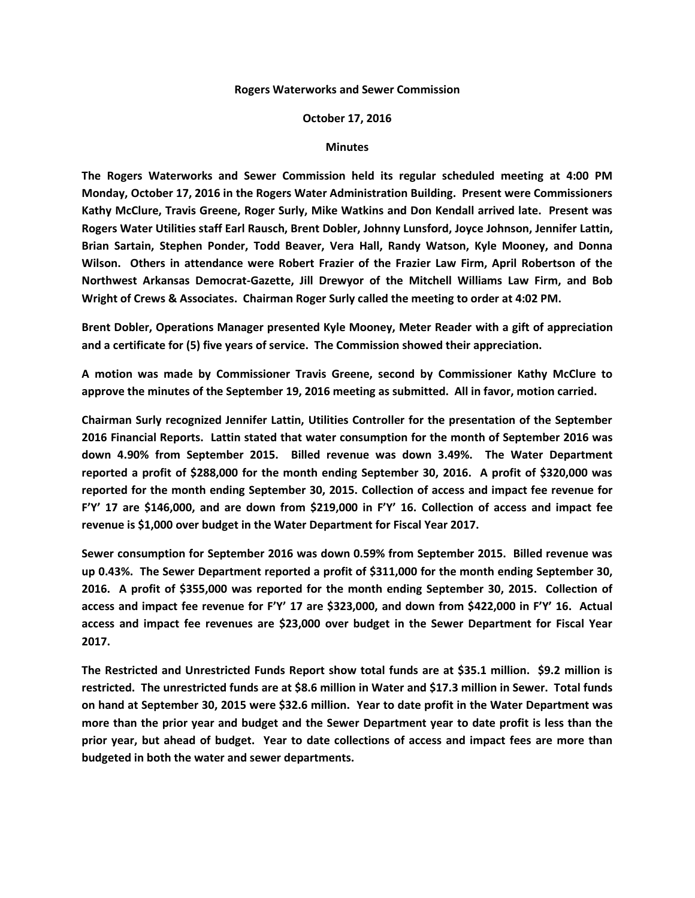**Rogers Waterworks and Sewer Commission**

**October 17, 2016**

**Minutes**

**The Rogers Waterworks and Sewer Commission held its regular scheduled meeting at 4:00 PM Monday, October 17, 2016 in the Rogers Water Administration Building. Present were Commissioners Kathy McClure, Travis Greene, Roger Surly, Mike Watkins and Don Kendall arrived late. Present was Rogers Water Utilities staff Earl Rausch, Brent Dobler, Johnny Lunsford, Joyce Johnson, Jennifer Lattin, Brian Sartain, Stephen Ponder, Todd Beaver, Vera Hall, Randy Watson, Kyle Mooney, and Donna Wilson. Others in attendance were Robert Frazier of the Frazier Law Firm, April Robertson of the Northwest Arkansas Democrat-Gazette, Jill Drewyor of the Mitchell Williams Law Firm, and Bob Wright of Crews & Associates. Chairman Roger Surly called the meeting to order at 4:02 PM.**

**Brent Dobler, Operations Manager presented Kyle Mooney, Meter Reader with a gift of appreciation and a certificate for (5) five years of service. The Commission showed their appreciation.**

**A motion was made by Commissioner Travis Greene, second by Commissioner Kathy McClure to approve the minutes of the September 19, 2016 meeting as submitted. All in favor, motion carried.**

**Chairman Surly recognized Jennifer Lattin, Utilities Controller for the presentation of the September 2016 Financial Reports. Lattin stated that water consumption for the month of September 2016 was down 4.90% from September 2015. Billed revenue was down 3.49%. The Water Department reported a profit of $288,000 for the month ending September 30, 2016. A profit of $320,000 was reported for the month ending September 30, 2015. Collection of access and impact fee revenue for F'Y' 17 are $146,000, and are down from $219,000 in F'Y' 16. Collection of access and impact fee revenue is $1,000 over budget in the Water Department for Fiscal Year 2017.**

**Sewer consumption for September 2016 was down 0.59% from September 2015. Billed revenue was up 0.43%. The Sewer Department reported a profit of $311,000 for the month ending September 30, 2016. A profit of $355,000 was reported for the month ending September 30, 2015. Collection of access and impact fee revenue for F'Y' 17 are $323,000, and down from $422,000 in F'Y' 16. Actual access and impact fee revenues are $23,000 over budget in the Sewer Department for Fiscal Year 2017.**

**The Restricted and Unrestricted Funds Report show total funds are at $35.1 million. $9.2 million is restricted. The unrestricted funds are at $8.6 million in Water and $17.3 million in Sewer. Total funds on hand at September 30, 2015 were $32.6 million. Year to date profit in the Water Department was more than the prior year and budget and the Sewer Department year to date profit is less than the prior year, but ahead of budget. Year to date collections of access and impact fees are more than budgeted in both the water and sewer departments.**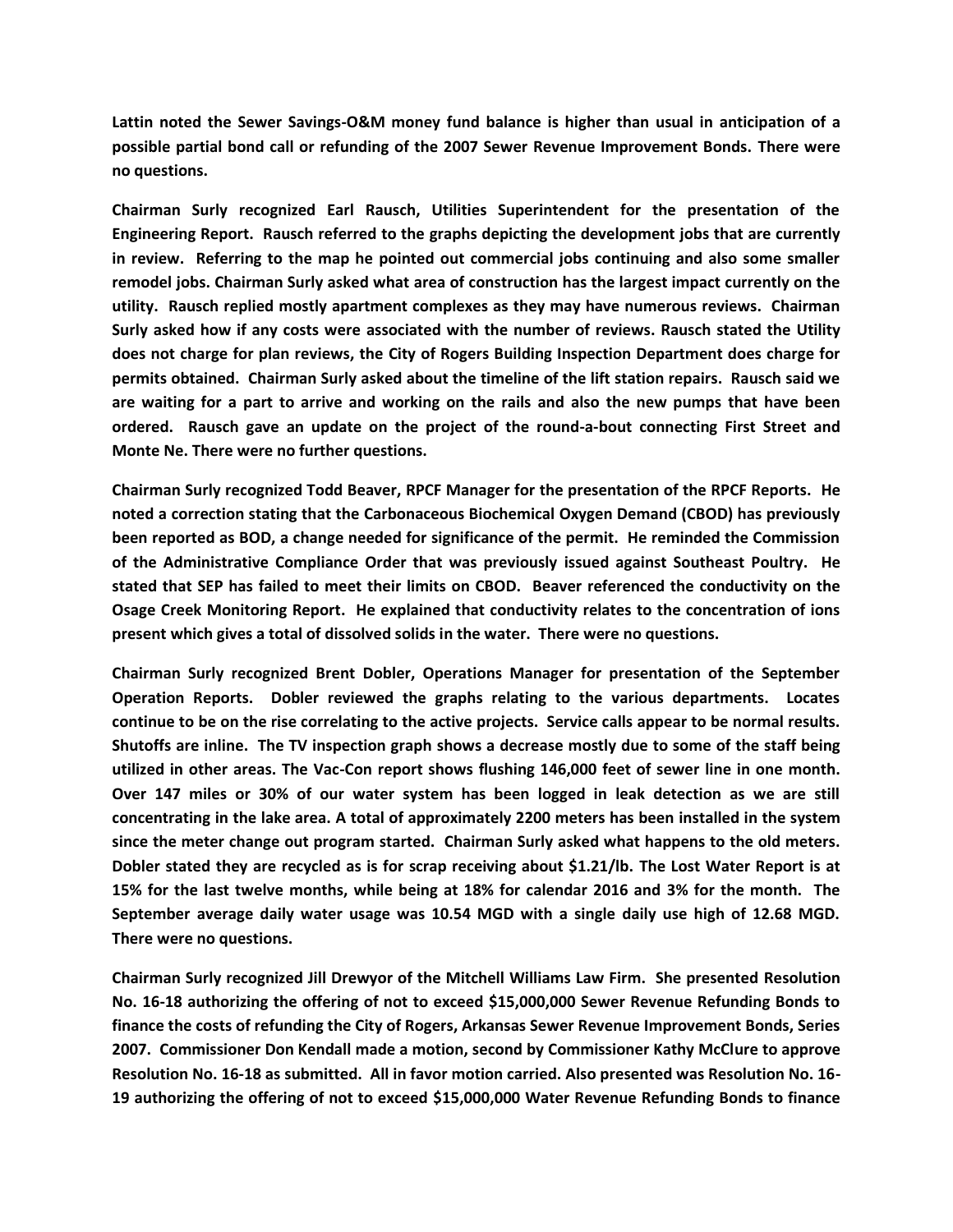**Lattin noted the Sewer Savings-O&M money fund balance is higher than usual in anticipation of a possible partial bond call or refunding of the 2007 Sewer Revenue Improvement Bonds. There were no questions.**

**Chairman Surly recognized Earl Rausch, Utilities Superintendent for the presentation of the Engineering Report. Rausch referred to the graphs depicting the development jobs that are currently in review. Referring to the map he pointed out commercial jobs continuing and also some smaller remodel jobs. Chairman Surly asked what area of construction has the largest impact currently on the utility. Rausch replied mostly apartment complexes as they may have numerous reviews. Chairman Surly asked how if any costs were associated with the number of reviews. Rausch stated the Utility does not charge for plan reviews, the City of Rogers Building Inspection Department does charge for permits obtained. Chairman Surly asked about the timeline of the lift station repairs. Rausch said we are waiting for a part to arrive and working on the rails and also the new pumps that have been ordered. Rausch gave an update on the project of the round-a-bout connecting First Street and Monte Ne. There were no further questions.**

**Chairman Surly recognized Todd Beaver, RPCF Manager for the presentation of the RPCF Reports. He noted a correction stating that the Carbonaceous Biochemical Oxygen Demand (CBOD) has previously been reported as BOD, a change needed for significance of the permit. He reminded the Commission of the Administrative Compliance Order that was previously issued against Southeast Poultry. He stated that SEP has failed to meet their limits on CBOD. Beaver referenced the conductivity on the Osage Creek Monitoring Report. He explained that conductivity relates to the concentration of ions present which gives a total of dissolved solids in the water. There were no questions.**

**Chairman Surly recognized Brent Dobler, Operations Manager for presentation of the September Operation Reports. Dobler reviewed the graphs relating to the various departments. Locates continue to be on the rise correlating to the active projects. Service calls appear to be normal results. Shutoffs are inline. The TV inspection graph shows a decrease mostly due to some of the staff being utilized in other areas. The Vac-Con report shows flushing 146,000 feet of sewer line in one month. Over 147 miles or 30% of our water system has been logged in leak detection as we are still concentrating in the lake area. A total of approximately 2200 meters has been installed in the system since the meter change out program started. Chairman Surly asked what happens to the old meters. Dobler stated they are recycled as is for scrap receiving about $1.21/lb. The Lost Water Report is at 15% for the last twelve months, while being at 18% for calendar 2016 and 3% for the month. The September average daily water usage was 10.54 MGD with a single daily use high of 12.68 MGD. There were no questions.**

**Chairman Surly recognized Jill Drewyor of the Mitchell Williams Law Firm. She presented Resolution No. 16-18 authorizing the offering of not to exceed $15,000,000 Sewer Revenue Refunding Bonds to finance the costs of refunding the City of Rogers, Arkansas Sewer Revenue Improvement Bonds, Series 2007. Commissioner Don Kendall made a motion, second by Commissioner Kathy McClure to approve Resolution No. 16-18 as submitted. All in favor motion carried. Also presented was Resolution No. 16-19 authorizing the offering of not to exceed $15,000,000 Water Revenue Refunding Bonds to finance**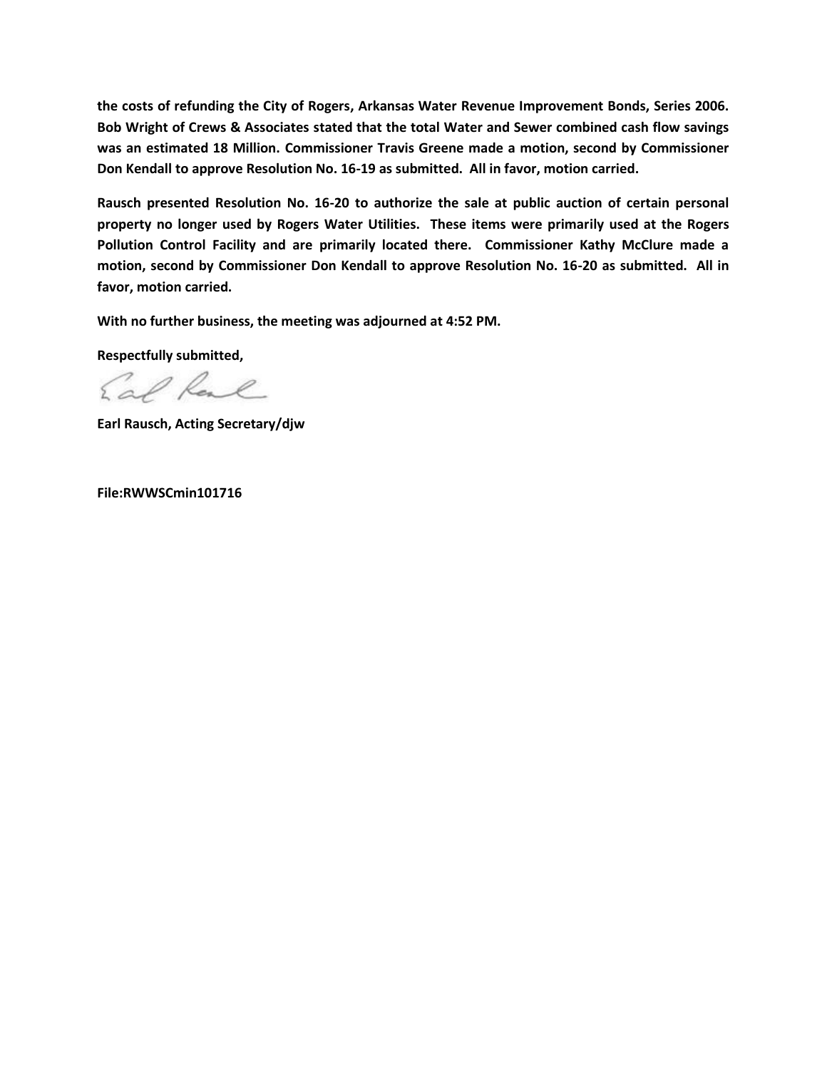**the costs of refunding the City of Rogers, Arkansas Water Revenue Improvement Bonds, Series 2006. Bob Wright of Crews & Associates stated that the total Water and Sewer combined cash flow savings was an estimated 18 Million. Commissioner Travis Greene made a motion, second by Commissioner Don Kendall to approve Resolution No. 16-19 as submitted. All in favor, motion carried.**

**Rausch presented Resolution No. 16-20 to authorize the sale at public auction of certain personal property no longer used by Rogers Water Utilities. These items were primarily used at the Rogers Pollution Control Facility and are primarily located there. Commissioner Kathy McClure made a motion, second by Commissioner Don Kendall to approve Resolution No. 16-20 as submitted. All in favor, motion carried.**

**With no further business, the meeting was adjourned at 4:52 PM.**

**Respectfully submitted,**

**Earl Rausch, Acting Secretary/djw**

**File:RWWSCmin101716**